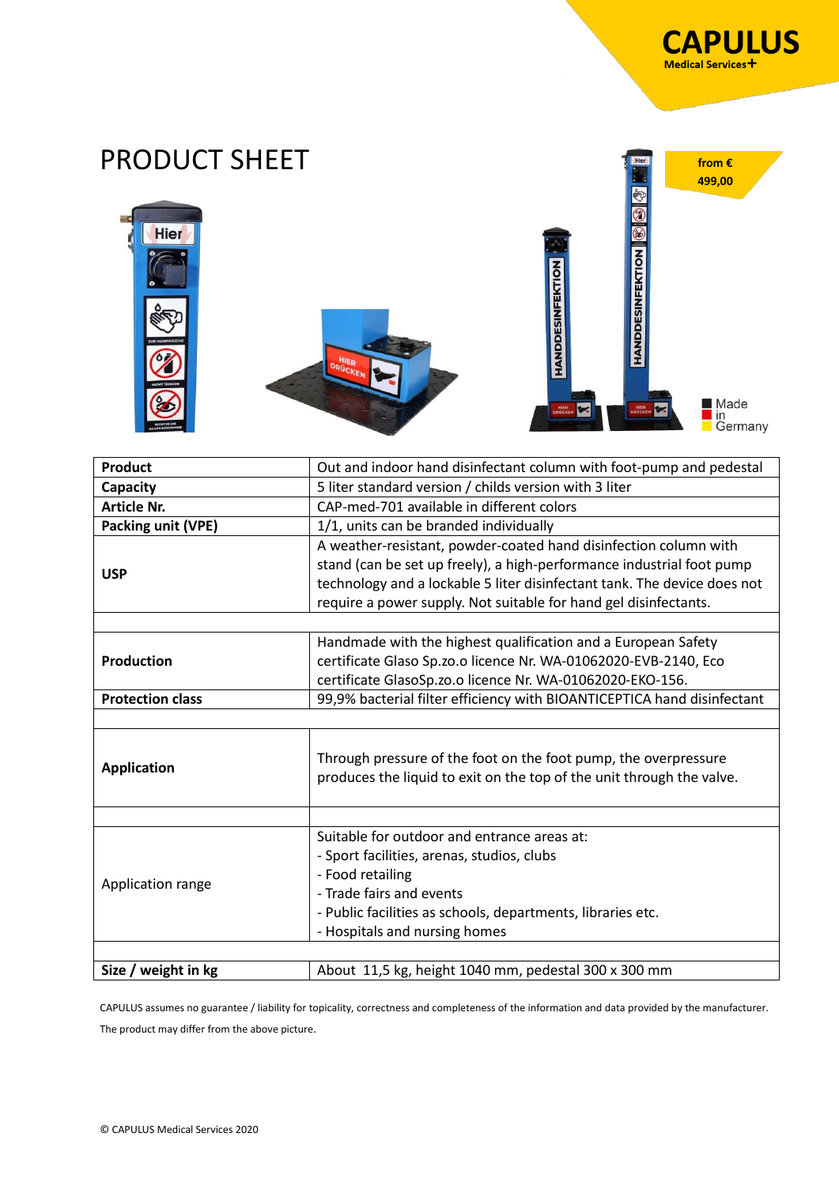CAPULUS
Medical Services+

# PRODUCT SHEET

from € 499,00

Made in Germany

| Product | Out and indoor hand disinfectant column with foot-pump and pedestal |
|---|---|
| Capacity | 5 liter standard version / childs version with 3 liter |
| Article Nr. | CAP-med-701 available in different colors |
| Packing unit (VPE) | 1/1, units can be branded individually |
| USP | A weather-resistant, powder-coated hand disinfection column with stand (can be set up freely), a high-performance industrial foot pump technology and a lockable 5 liter disinfectant tank. The device does not require a power supply. Not suitable for hand gel disinfectants. |
| | |
| Production | Handmade with the highest qualification and a European Safety certificate Glaso Sp.zo.o licence Nr. WA-01062020-EVB-2140, Eco certificate GlasoSp.zo.o licence Nr. WA-01062020-EKO-156. |
| Protection class | 99,9% bacterial filter efficiency with BIOANTICEPTICA hand disinfectant |
| | |
| Application | Through pressure of the foot on the foot pump, the overpressure produces the liquid to exit on the top of the unit through the valve. |
| | |
| Application range | Suitable for outdoor and entrance areas at:<br>- Sport facilities, arenas, studios, clubs<br>- Food retailing<br>- Trade fairs and events<br>- Public facilities as schools, departments, libraries etc.<br>- Hospitals and nursing homes |
| | |
| Size / weight in kg | About 11,5 kg, height 1040 mm, pedestal 300 x 300 mm |

CAPULUS assumes no guarantee / liability for topicality, correctness and completeness of the information and data provided by the manufacturer.

The product may differ from the above picture.

© CAPULUS Medical Services 2020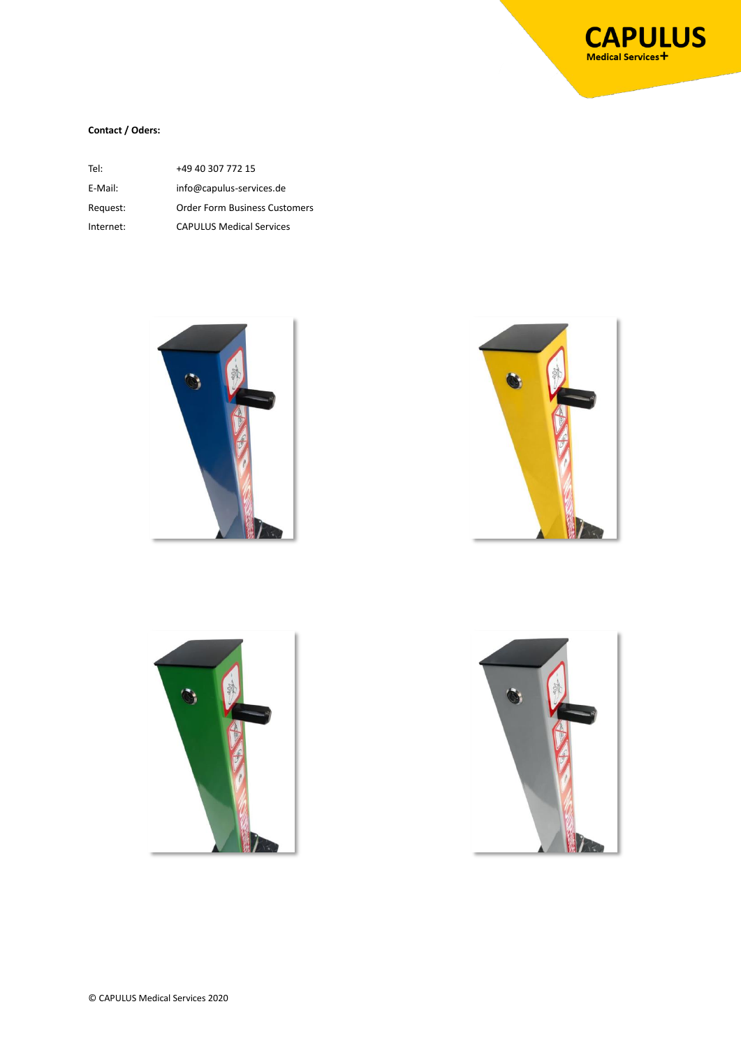**Contact / Oders:**

| | |
|---|---|
| Tel: | +49 40 307 772 15 |
| E-Mail: | info@capulus-services.de |
| Request: | Order Form Business Customers |
| Internet: | CAPULUS Medical Services |

© CAPULUS Medical Services 2020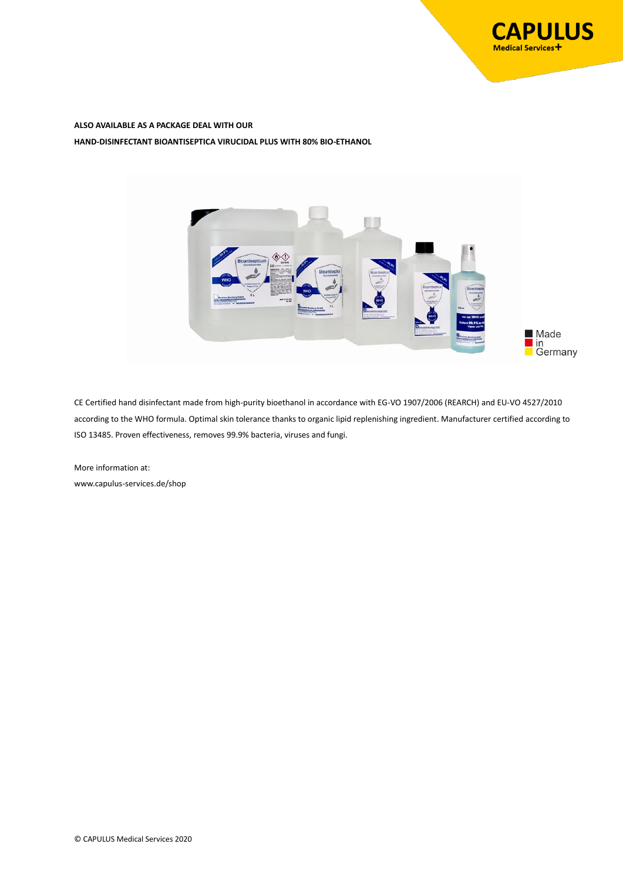**ALSO AVAILABLE AS A PACKAGE DEAL WITH OUR**

**HAND-DISINFECTANT BIOANTISEPTICA VIRUCIDAL PLUS WITH 80% BIO-ETHANOL**

CE Certified hand disinfectant made from high-purity bioethanol in accordance with EG-VO 1907/2006 (REARCH) and EU-VO 4527/2010 according to the WHO formula. Optimal skin tolerance thanks to organic lipid replenishing ingredient. Manufacturer certified according to ISO 13485. Proven effectiveness, removes 99.9% bacteria, viruses and fungi.

More information at:

www.capulus-services.de/shop

© CAPULUS Medical Services 2020